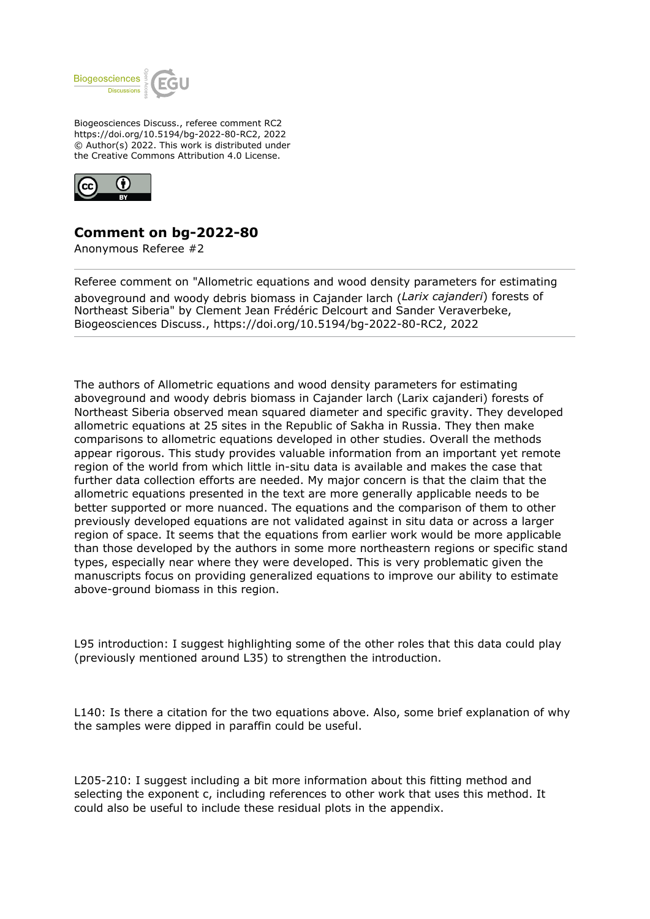Biogeosciences Discuss., referee comment RC2
https://doi.org/10.5194/bg-2022-80-RC2, 2022
© Author(s) 2022. This work is distributed under
the Creative Commons Attribution 4.0 License.

## Comment on bg-2022-80

Anonymous Referee #2

Referee comment on "Allometric equations and wood density parameters for estimating aboveground and woody debris biomass in Cajander larch (*Larix cajanderi*) forests of Northeast Siberia" by Clement Jean Frédéric Delcourt and Sander Veraverbeke, Biogeosciences Discuss., https://doi.org/10.5194/bg-2022-80-RC2, 2022

The authors of Allometric equations and wood density parameters for estimating aboveground and woody debris biomass in Cajander larch (Larix cajanderi) forests of Northeast Siberia observed mean squared diameter and specific gravity. They developed allometric equations at 25 sites in the Republic of Sakha in Russia. They then make comparisons to allometric equations developed in other studies. Overall the methods appear rigorous. This study provides valuable information from an important yet remote region of the world from which little in-situ data is available and makes the case that further data collection efforts are needed. My major concern is that the claim that the allometric equations presented in the text are more generally applicable needs to be better supported or more nuanced. The equations and the comparison of them to other previously developed equations are not validated against in situ data or across a larger region of space. It seems that the equations from earlier work would be more applicable than those developed by the authors in some more northeastern regions or specific stand types, especially near where they were developed. This is very problematic given the manuscripts focus on providing generalized equations to improve our ability to estimate above-ground biomass in this region.

L95 introduction: I suggest highlighting some of the other roles that this data could play (previously mentioned around L35) to strengthen the introduction.

L140: Is there a citation for the two equations above. Also, some brief explanation of why the samples were dipped in paraffin could be useful.

L205-210: I suggest including a bit more information about this fitting method and selecting the exponent c, including references to other work that uses this method. It could also be useful to include these residual plots in the appendix.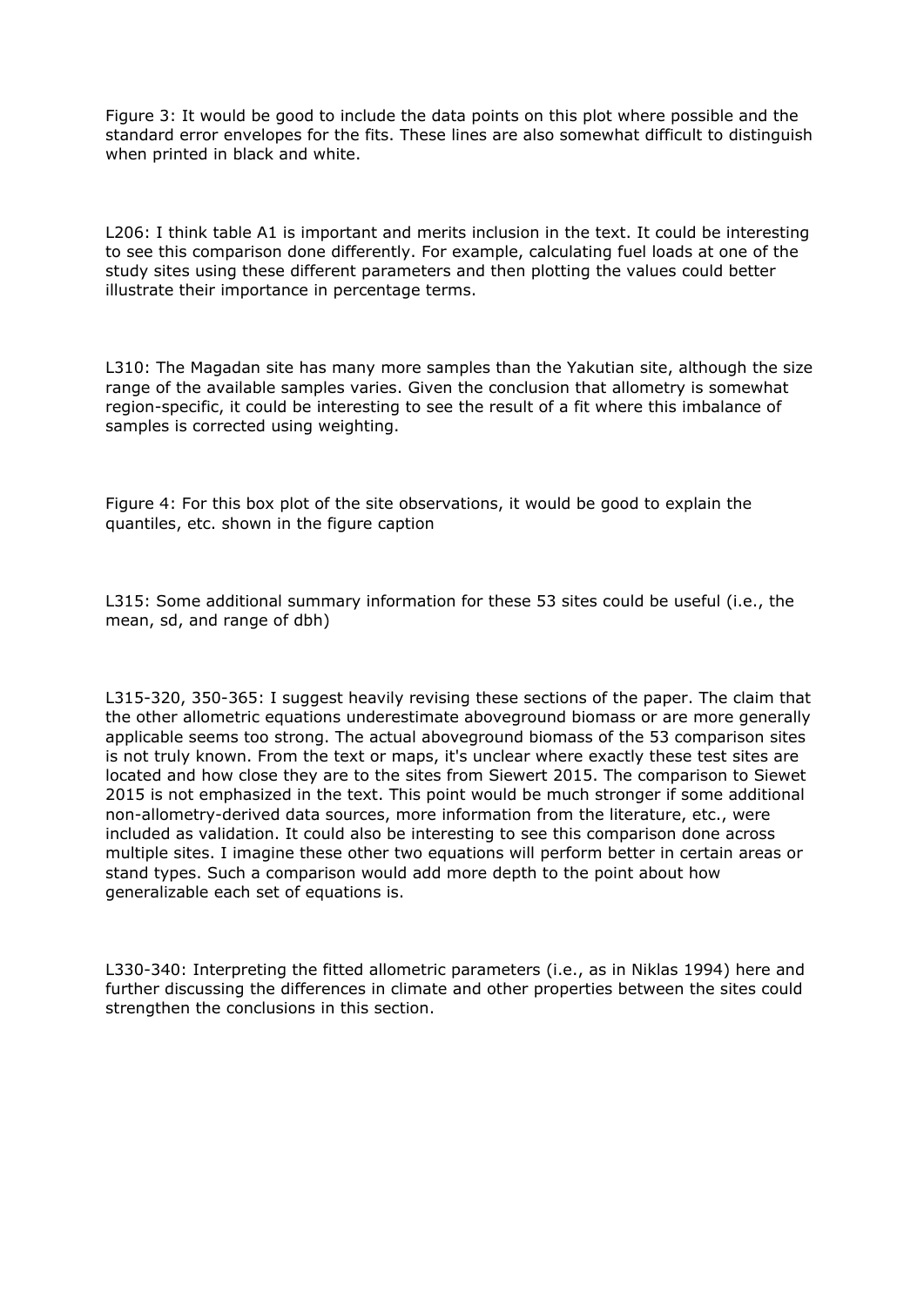Figure 3: It would be good to include the data points on this plot where possible and the standard error envelopes for the fits. These lines are also somewhat difficult to distinguish when printed in black and white.

L206: I think table A1 is important and merits inclusion in the text. It could be interesting to see this comparison done differently. For example, calculating fuel loads at one of the study sites using these different parameters and then plotting the values could better illustrate their importance in percentage terms.

L310: The Magadan site has many more samples than the Yakutian site, although the size range of the available samples varies. Given the conclusion that allometry is somewhat region-specific, it could be interesting to see the result of a fit where this imbalance of samples is corrected using weighting.

Figure 4: For this box plot of the site observations, it would be good to explain the quantiles, etc. shown in the figure caption

L315: Some additional summary information for these 53 sites could be useful (i.e., the mean, sd, and range of dbh)

L315-320, 350-365: I suggest heavily revising these sections of the paper. The claim that the other allometric equations underestimate aboveground biomass or are more generally applicable seems too strong. The actual aboveground biomass of the 53 comparison sites is not truly known. From the text or maps, it's unclear where exactly these test sites are located and how close they are to the sites from Siewert 2015. The comparison to Siewet 2015 is not emphasized in the text. This point would be much stronger if some additional non-allometry-derived data sources, more information from the literature, etc., were included as validation. It could also be interesting to see this comparison done across multiple sites. I imagine these other two equations will perform better in certain areas or stand types. Such a comparison would add more depth to the point about how generalizable each set of equations is.

L330-340: Interpreting the fitted allometric parameters (i.e., as in Niklas 1994) here and further discussing the differences in climate and other properties between the sites could strengthen the conclusions in this section.